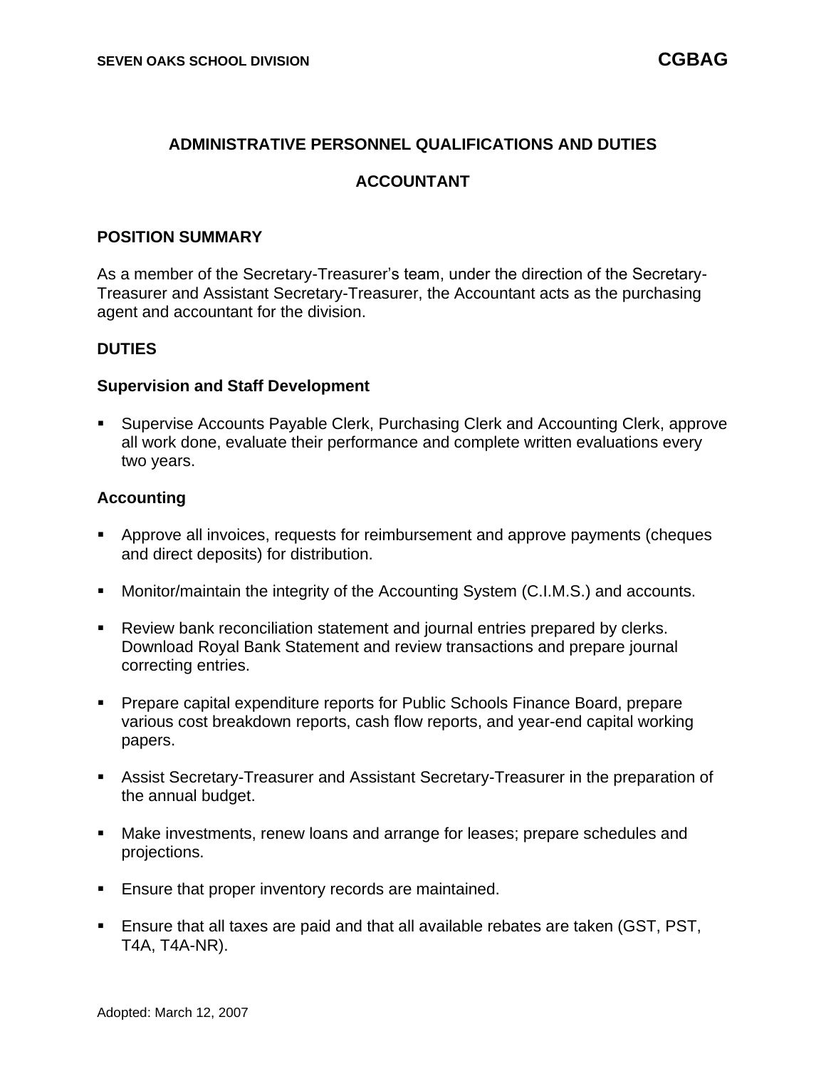# ADMINISTRATIVE PERSONNEL QUALIFICATIONS AND DUTIES

## ACCOUNTANT

### POSITION SUMMARY

As a member of the Secretary-Treasurer's team, under the direction of the Secretary-Treasurer and Assistant Secretary-Treasurer, the Accountant acts as the purchasing agent and accountant for the division.

### DUTIES

#### Supervision and Staff Development

- Supervise Accounts Payable Clerk, Purchasing Clerk and Accounting Clerk, approve all work done, evaluate their performance and complete written evaluations every two years.

#### Accounting

- Approve all invoices, requests for reimbursement and approve payments (cheques and direct deposits) for distribution.
- Monitor/maintain the integrity of the Accounting System (C.I.M.S.) and accounts.
- Review bank reconciliation statement and journal entries prepared by clerks. Download Royal Bank Statement and review transactions and prepare journal correcting entries.
- Prepare capital expenditure reports for Public Schools Finance Board, prepare various cost breakdown reports, cash flow reports, and year-end capital working papers.
- Assist Secretary-Treasurer and Assistant Secretary-Treasurer in the preparation of the annual budget.
- Make investments, renew loans and arrange for leases; prepare schedules and projections.
- Ensure that proper inventory records are maintained.
- Ensure that all taxes are paid and that all available rebates are taken (GST, PST, T4A, T4A-NR).

Adopted: March 12, 2007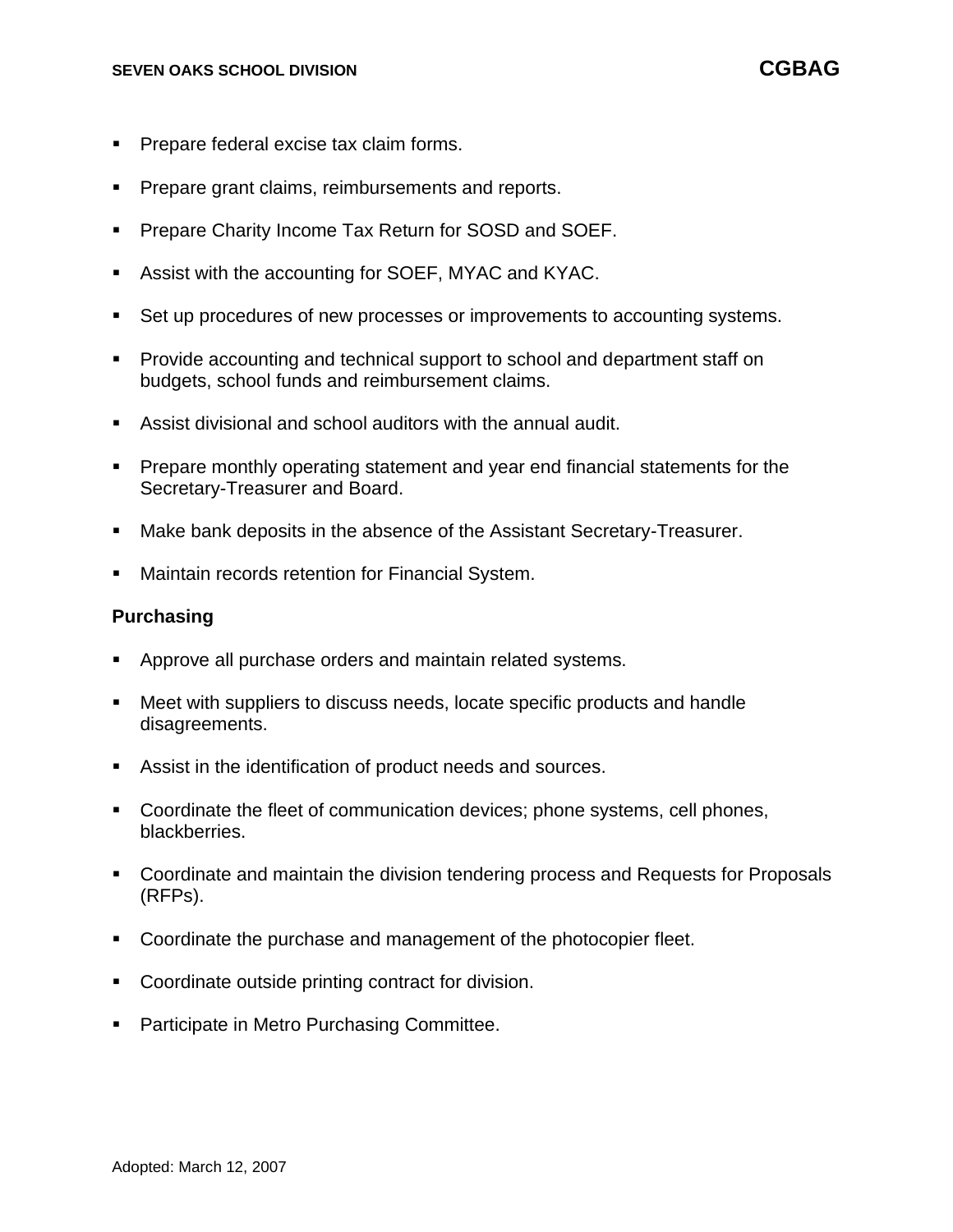- Prepare federal excise tax claim forms.

- Prepare grant claims, reimbursements and reports.

- Prepare Charity Income Tax Return for SOSD and SOEF.

- Assist with the accounting for SOEF, MYAC and KYAC.

- Set up procedures of new processes or improvements to accounting systems.

- Provide accounting and technical support to school and department staff on budgets, school funds and reimbursement claims.

- Assist divisional and school auditors with the annual audit.

- Prepare monthly operating statement and year end financial statements for the Secretary-Treasurer and Board.

- Make bank deposits in the absence of the Assistant Secretary-Treasurer.

- Maintain records retention for Financial System.

**Purchasing**

- Approve all purchase orders and maintain related systems.

- Meet with suppliers to discuss needs, locate specific products and handle disagreements.

- Assist in the identification of product needs and sources.

- Coordinate the fleet of communication devices; phone systems, cell phones, blackberries.

- Coordinate and maintain the division tendering process and Requests for Proposals (RFPs).

- Coordinate the purchase and management of the photocopier fleet.

- Coordinate outside printing contract for division.

- Participate in Metro Purchasing Committee.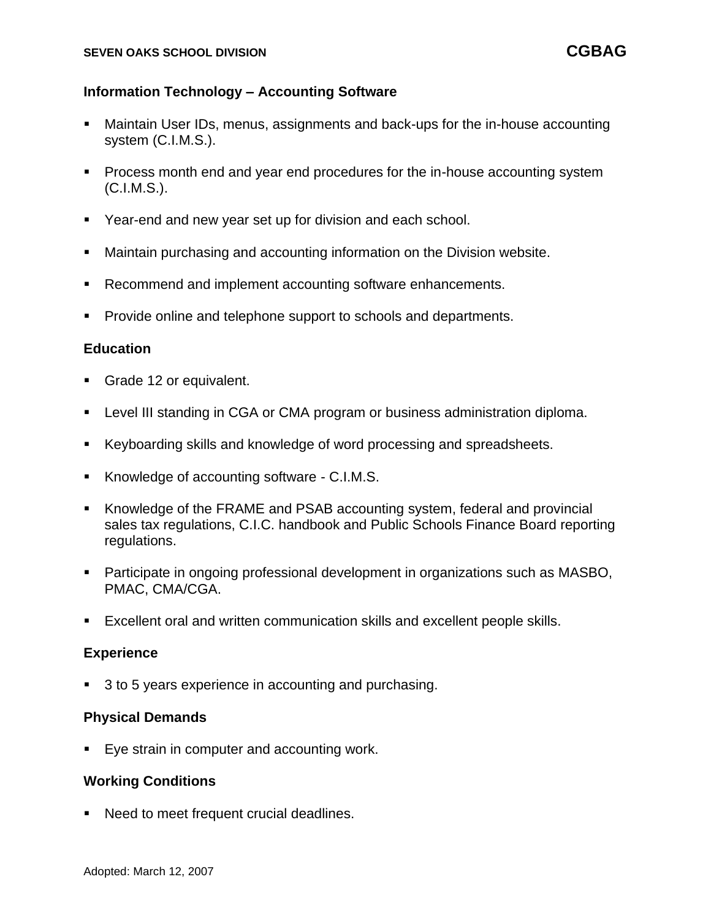**Information Technology – Accounting Software**

- Maintain User IDs, menus, assignments and back-ups for the in-house accounting system (C.I.M.S.).
- Process month end and year end procedures for the in-house accounting system (C.I.M.S.).
- Year-end and new year set up for division and each school.
- Maintain purchasing and accounting information on the Division website.
- Recommend and implement accounting software enhancements.
- Provide online and telephone support to schools and departments.

**Education**

- Grade 12 or equivalent.
- Level III standing in CGA or CMA program or business administration diploma.
- Keyboarding skills and knowledge of word processing and spreadsheets.
- Knowledge of accounting software - C.I.M.S.
- Knowledge of the FRAME and PSAB accounting system, federal and provincial sales tax regulations, C.I.C. handbook and Public Schools Finance Board reporting regulations.
- Participate in ongoing professional development in organizations such as MASBO, PMAC, CMA/CGA.
- Excellent oral and written communication skills and excellent people skills.

**Experience**

- 3 to 5 years experience in accounting and purchasing.

**Physical Demands**

- Eye strain in computer and accounting work.

**Working Conditions**

- Need to meet frequent crucial deadlines.

Adopted: March 12, 2007